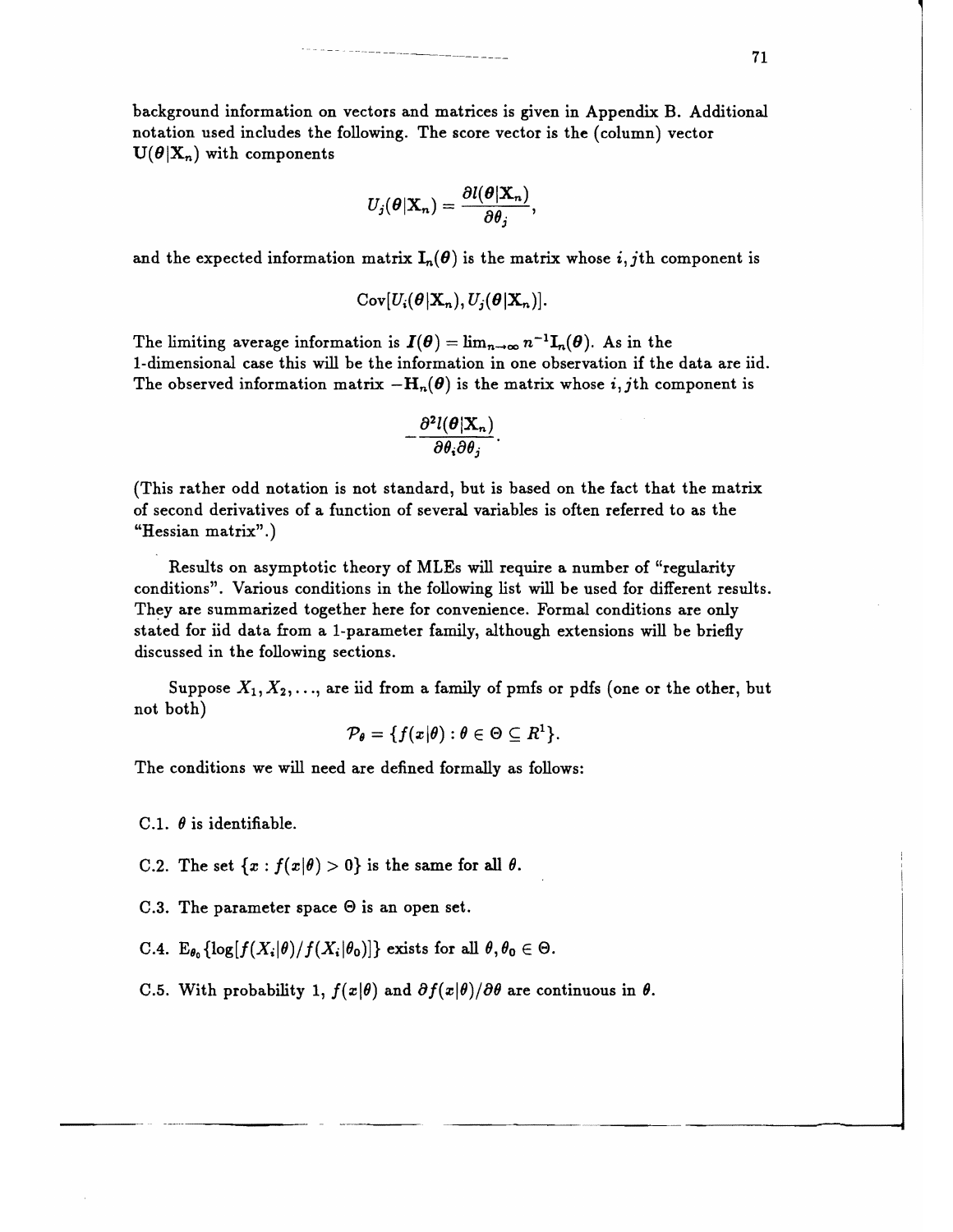background information on vectors and matrices is given in Appendix B. Additional notation used includes the following. The score vector is the (column) vector $\mathbf{U}(\boldsymbol{\theta}|\mathbf{X}_n)$ with components

$$U_j(\boldsymbol{\theta}|\mathbf{X}_n) = \frac{\partial l(\boldsymbol{\theta}|\mathbf{X}_n)}{\partial \theta_j},$$

and the expected information matrix $\mathbf{I}_n(\boldsymbol{\theta})$ is the matrix whose $i, j$th component is

$$\text{Cov}[U_i(\boldsymbol{\theta}|\mathbf{X}_n), U_j(\boldsymbol{\theta}|\mathbf{X}_n)].$$

The limiting average information is $\boldsymbol{I}(\boldsymbol{\theta}) = \lim_{n\to\infty} n^{-1}\mathbf{I}_n(\boldsymbol{\theta})$. As in the 1-dimensional case this will be the information in one observation if the data are iid. The observed information matrix $-\mathbf{H}_n(\boldsymbol{\theta})$ is the matrix whose $i, j$th component is

$$-\frac{\partial^2 l(\boldsymbol{\theta}|\mathbf{X}_n)}{\partial \theta_i \partial \theta_j}.$$

(This rather odd notation is not standard, but is based on the fact that the matrix of second derivatives of a function of several variables is often referred to as the "Hessian matrix".)

Results on asymptotic theory of MLEs will require a number of "regularity conditions". Various conditions in the following list will be used for different results. They are summarized together here for convenience. Formal conditions are only stated for iid data from a 1-parameter family, although extensions will be briefly discussed in the following sections.

Suppose $X_1, X_2, \ldots$, are iid from a family of pmfs or pdfs (one or the other, but not both)

$$\mathcal{P}_\theta = \{f(x|\theta) : \theta \in \Theta \subseteq R^1\}.$$

The conditions we will need are defined formally as follows:

C.1. $\theta$ is identifiable.

C.2. The set $\{x : f(x|\theta) > 0\}$ is the same for all $\theta$.

C.3. The parameter space $\Theta$ is an open set.

C.4. $\text{E}_{\theta_0}\{\log[f(X_i|\theta)/f(X_i|\theta_0)]\}$ exists for all $\theta, \theta_0 \in \Theta$.

C.5. With probability 1, $f(x|\theta)$ and $\partial f(x|\theta)/\partial\theta$ are continuous in $\theta$.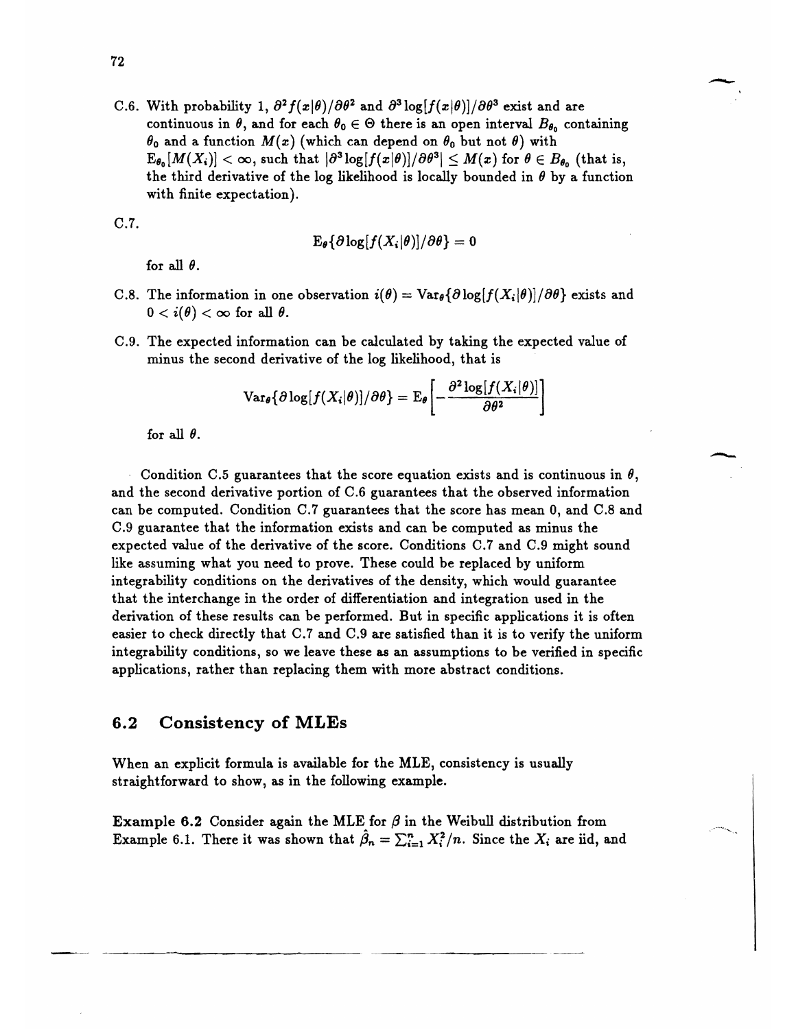C.6. With probability 1, $\partial^2 f(x|\theta)/\partial\theta^2$ and $\partial^3 \log[f(x|\theta)]/\partial\theta^3$ exist and are continuous in $\theta$, and for each $\theta_0 \in \Theta$ there is an open interval $B_{\theta_0}$ containing $\theta_0$ and a function $M(x)$ (which can depend on $\theta_0$ but not $\theta$) with $E_{\theta_0}[M(X_i)] < \infty$, such that $|\partial^3 \log[f(x|\theta)]/\partial\theta^3| \le M(x)$ for $\theta \in B_{\theta_0}$ (that is, the third derivative of the log likelihood is locally bounded in $\theta$ by a function with finite expectation).

C.7.

$$E_\theta\{\partial \log[f(X_i|\theta)]/\partial\theta\} = 0$$

for all $\theta$.

C.8. The information in one observation $i(\theta) = \text{Var}_\theta\{\partial \log[f(X_i|\theta)]/\partial\theta\}$ exists and $0 < i(\theta) < \infty$ for all $\theta$.

C.9. The expected information can be calculated by taking the expected value of minus the second derivative of the log likelihood, that is

$$\text{Var}_\theta\{\partial \log[f(X_i|\theta)]/\partial\theta\} = E_\theta\left[-\frac{\partial^2 \log[f(X_i|\theta)]}{\partial\theta^2}\right]$$

for all $\theta$.

Condition C.5 guarantees that the score equation exists and is continuous in $\theta$, and the second derivative portion of C.6 guarantees that the observed information can be computed. Condition C.7 guarantees that the score has mean 0, and C.8 and C.9 guarantee that the information exists and can be computed as minus the expected value of the derivative of the score. Conditions C.7 and C.9 might sound like assuming what you need to prove. These could be replaced by uniform integrability conditions on the derivatives of the density, which would guarantee that the interchange in the order of differentiation and integration used in the derivation of these results can be performed. But in specific applications it is often easier to check directly that C.7 and C.9 are satisfied than it is to verify the uniform integrability conditions, so we leave these as an assumptions to be verified in specific applications, rather than replacing them with more abstract conditions.

## 6.2 Consistency of MLEs

When an explicit formula is available for the MLE, consistency is usually straightforward to show, as in the following example.

**Example 6.2** Consider again the MLE for $\beta$ in the Weibull distribution from Example 6.1. There it was shown that $\hat{\beta}_n = \sum_{i=1}^n X_i^2/n$. Since the $X_i$ are iid, and